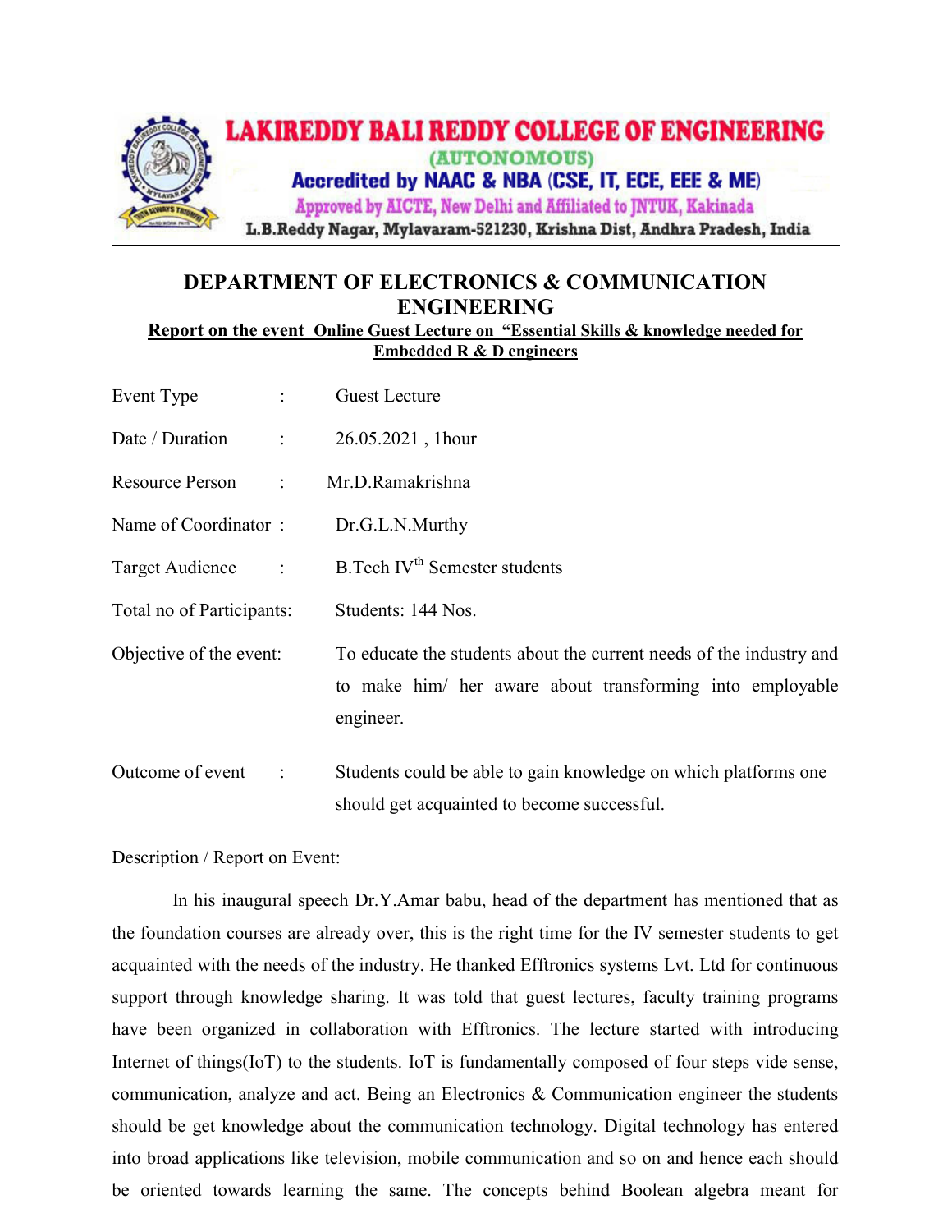# LAKIREDDY BALI REDDY COLLEGE OF ENGINEERING

(AUTONOMOUS)

Accredited by NAAC & NBA (CSE, IT, ECE, EEE & ME)

Approved by AICTE, New Delhi and Affiliated to JNTUK, Kakinada

L.B.Reddy Nagar, Mylavaram-521230, Krishna Dist, Andhra Pradesh, India

## DEPARTMENT OF ELECTRONICS & COMMUNICATION ENGINEERING

**Report on the event Online Guest Lecture on "Essential Skills & knowledge needed for Embedded R & D engineers**

| | | |
|---|---|---|
| Event Type | : | Guest Lecture |
| Date / Duration | : | 26.05.2021 , 1hour |
| Resource Person | : | Mr.D.Ramakrishna |
| Name of Coordinator | : | Dr.G.L.N.Murthy |
| Target Audience | : | B.Tech IV$^{th}$ Semester students |
| Total no of Participants: | | Students: 144 Nos. |
| Objective of the event: | | To educate the students about the current needs of the industry and to make him/ her aware about transforming into employable engineer. |
| Outcome of event | : | Students could be able to gain knowledge on which platforms one should get acquainted to become successful. |

Description / Report on Event:

In his inaugural speech Dr.Y.Amar babu, head of the department has mentioned that as the foundation courses are already over, this is the right time for the IV semester students to get acquainted with the needs of the industry. He thanked Efftronics systems Lvt. Ltd for continuous support through knowledge sharing. It was told that guest lectures, faculty training programs have been organized in collaboration with Efftronics. The lecture started with introducing Internet of things(IoT) to the students. IoT is fundamentally composed of four steps vide sense, communication, analyze and act. Being an Electronics & Communication engineer the students should be get knowledge about the communication technology. Digital technology has entered into broad applications like television, mobile communication and so on and hence each should be oriented towards learning the same. The concepts behind Boolean algebra meant for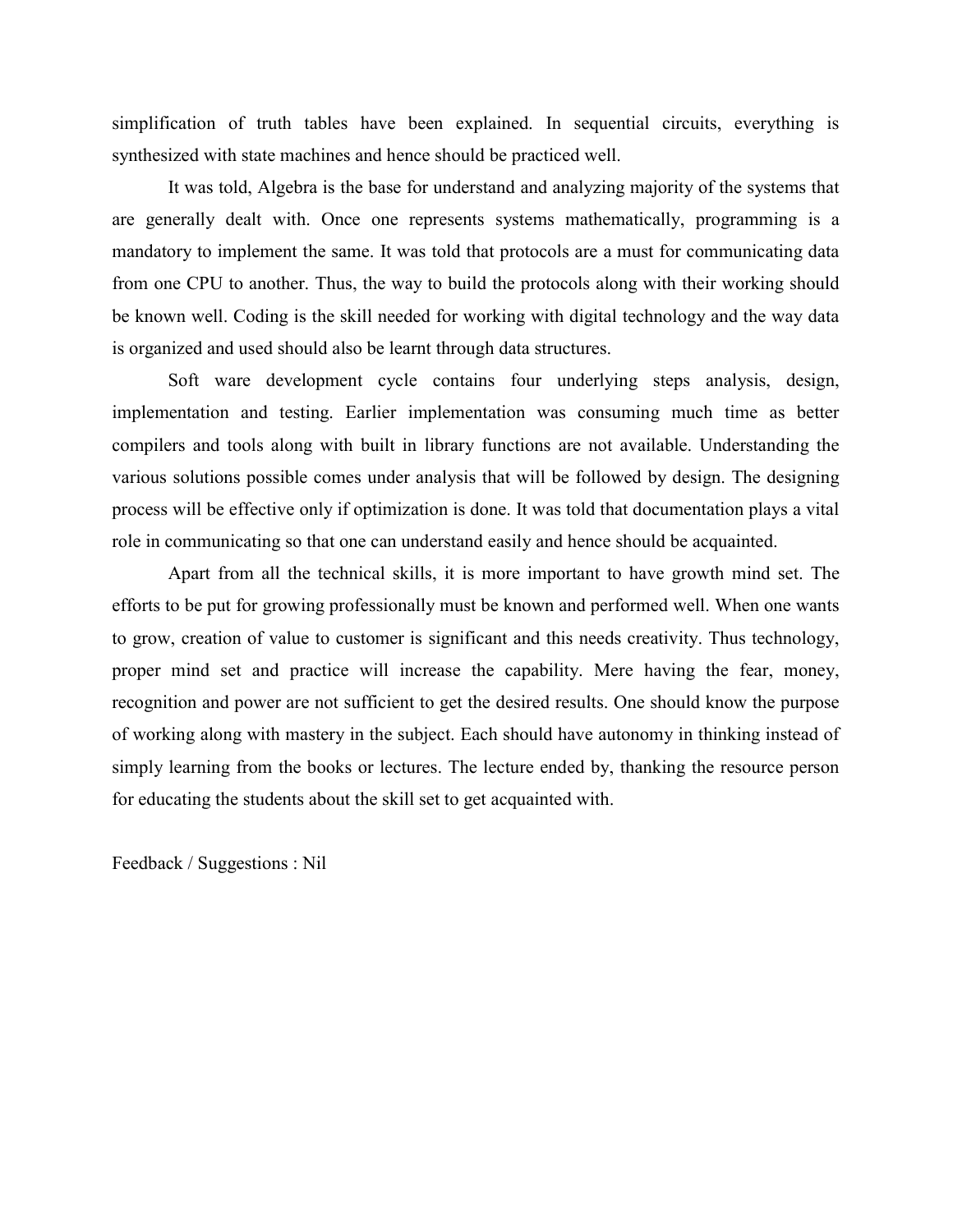simplification of truth tables have been explained. In sequential circuits, everything is synthesized with state machines and hence should be practiced well.

It was told, Algebra is the base for understand and analyzing majority of the systems that are generally dealt with. Once one represents systems mathematically, programming is a mandatory to implement the same. It was told that protocols are a must for communicating data from one CPU to another. Thus, the way to build the protocols along with their working should be known well. Coding is the skill needed for working with digital technology and the way data is organized and used should also be learnt through data structures.

Soft ware development cycle contains four underlying steps analysis, design, implementation and testing. Earlier implementation was consuming much time as better compilers and tools along with built in library functions are not available. Understanding the various solutions possible comes under analysis that will be followed by design. The designing process will be effective only if optimization is done. It was told that documentation plays a vital role in communicating so that one can understand easily and hence should be acquainted.

Apart from all the technical skills, it is more important to have growth mind set. The efforts to be put for growing professionally must be known and performed well. When one wants to grow, creation of value to customer is significant and this needs creativity. Thus technology, proper mind set and practice will increase the capability. Mere having the fear, money, recognition and power are not sufficient to get the desired results. One should know the purpose of working along with mastery in the subject. Each should have autonomy in thinking instead of simply learning from the books or lectures. The lecture ended by, thanking the resource person for educating the students about the skill set to get acquainted with.

Feedback / Suggestions : Nil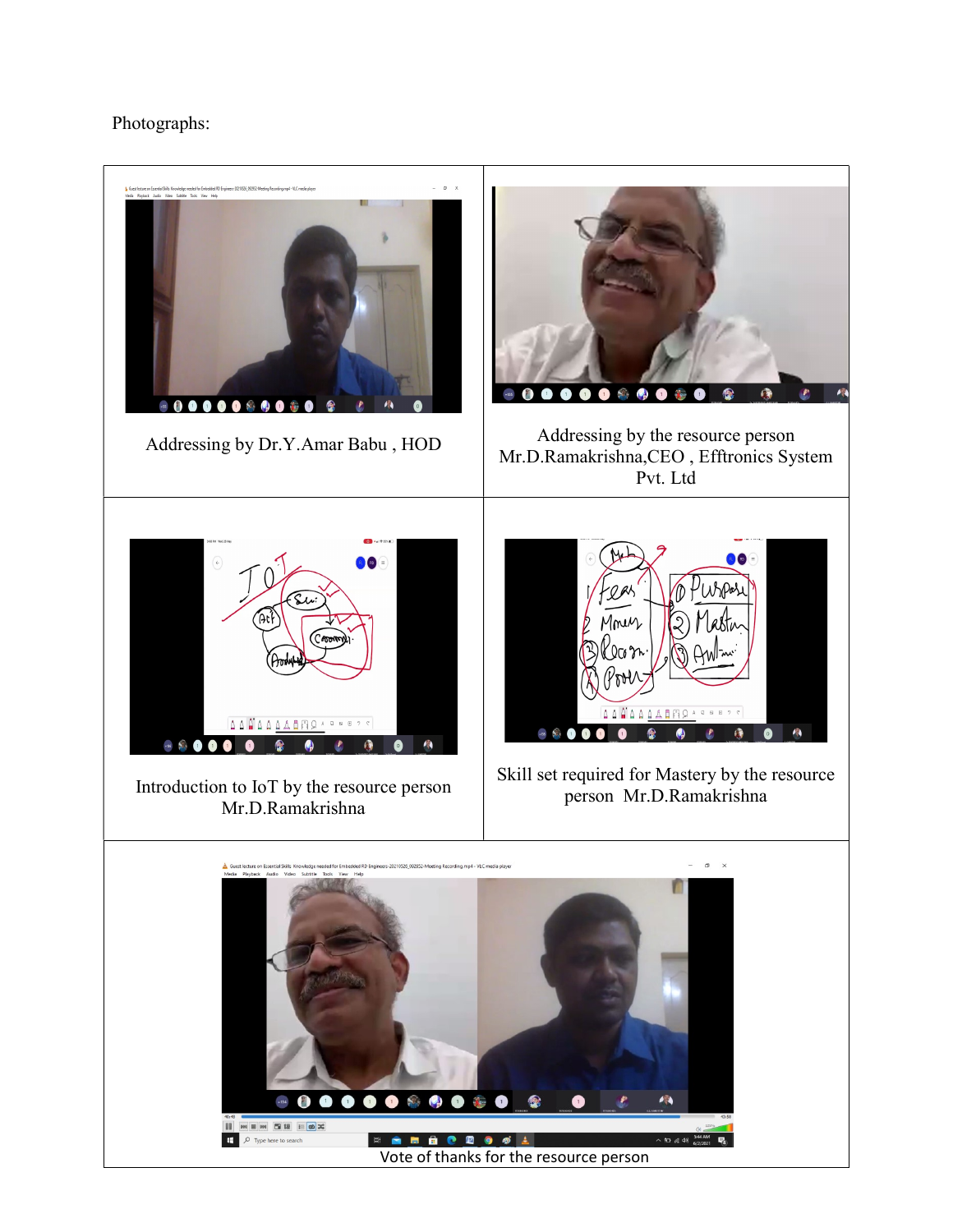Photographs:

| | |
|---|---|
| Addressing by Dr.Y.Amar Babu , HOD | Addressing by the resource person Mr.D.Ramakrishna,CEO , Efftronics System Pvt. Ltd |
| Introduction to IoT by the resource person Mr.D.Ramakrishna | Skill set required for Mastery by the resource person Mr.D.Ramakrishna |
| Vote of thanks for the resource person | |